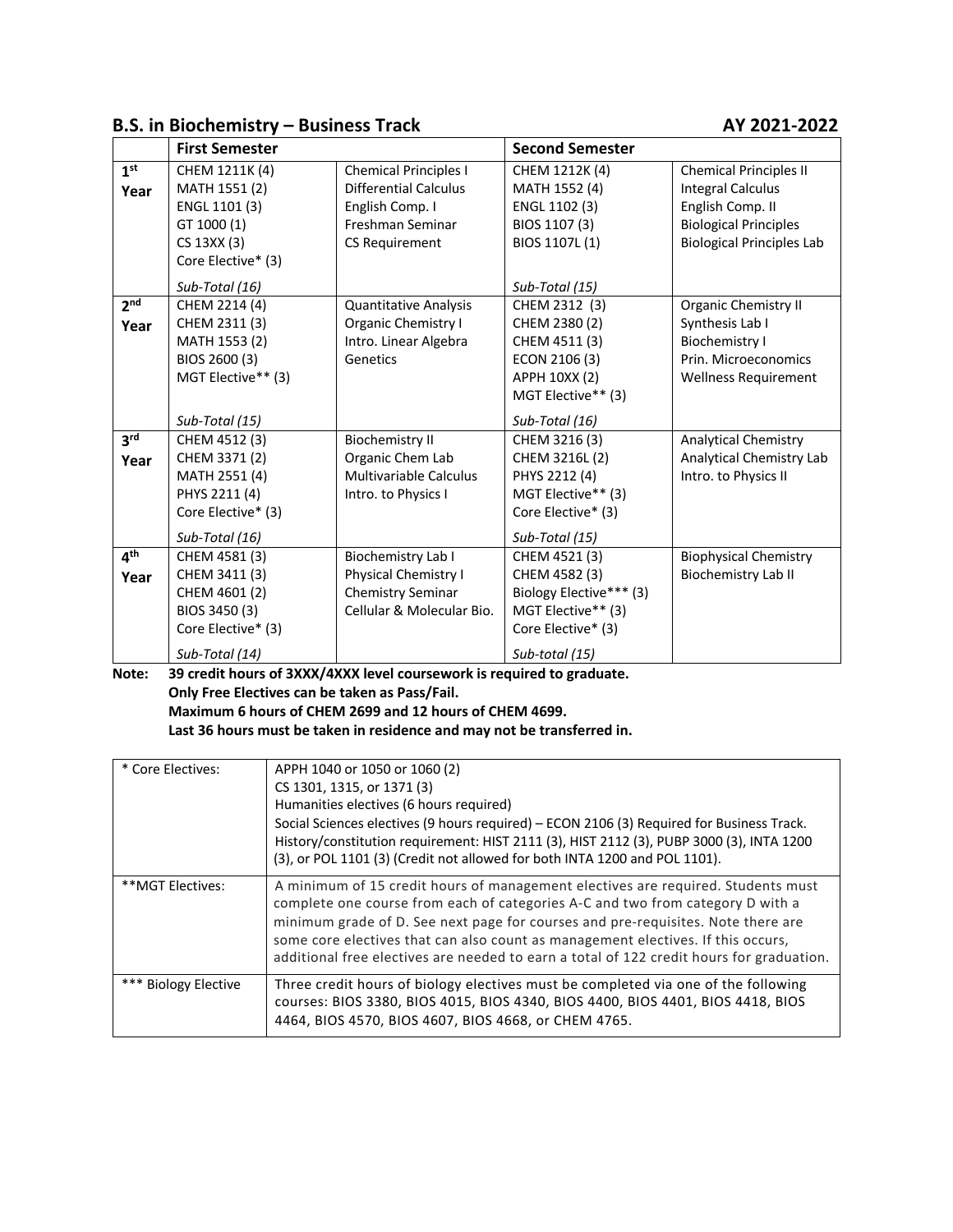## B.S. in Biochemistry – Business Track AY 2021-2022

| | First Semester | | Second Semester | |
|---|---|---|---|---|
| 1st Year | CHEM 1211K (4)<br>MATH 1551 (2)<br>ENGL 1101 (3)<br>GT 1000 (1)<br>CS 13XX (3)<br>Core Elective* (3)<br><br>*Sub-Total (16)* | Chemical Principles I<br>Differential Calculus<br>English Comp. I<br>Freshman Seminar<br>CS Requirement | CHEM 1212K (4)<br>MATH 1552 (4)<br>ENGL 1102 (3)<br>BIOS 1107 (3)<br>BIOS 1107L (1)<br><br>*Sub-Total (15)* | Chemical Principles II<br>Integral Calculus<br>English Comp. II<br>Biological Principles<br>Biological Principles Lab |
| 2nd Year | CHEM 2214 (4)<br>CHEM 2311 (3)<br>MATH 1553 (2)<br>BIOS 2600 (3)<br>MGT Elective** (3)<br><br>*Sub-Total (15)* | Quantitative Analysis<br>Organic Chemistry I<br>Intro. Linear Algebra<br>Genetics | CHEM 2312 (3)<br>CHEM 2380 (2)<br>CHEM 4511 (3)<br>ECON 2106 (3)<br>APPH 10XX (2)<br>MGT Elective** (3)<br><br>*Sub-Total (16)* | Organic Chemistry II<br>Synthesis Lab I<br>Biochemistry I<br>Prin. Microeconomics<br>Wellness Requirement |
| 3rd Year | CHEM 4512 (3)<br>CHEM 3371 (2)<br>MATH 2551 (4)<br>PHYS 2211 (4)<br>Core Elective* (3)<br><br>*Sub-Total (16)* | Biochemistry II<br>Organic Chem Lab<br>Multivariable Calculus<br>Intro. to Physics I | CHEM 3216 (3)<br>CHEM 3216L (2)<br>PHYS 2212 (4)<br>MGT Elective** (3)<br>Core Elective* (3)<br><br>*Sub-Total (15)* | Analytical Chemistry<br>Analytical Chemistry Lab<br>Intro. to Physics II |
| 4th Year | CHEM 4581 (3)<br>CHEM 3411 (3)<br>CHEM 4601 (2)<br>BIOS 3450 (3)<br>Core Elective* (3)<br><br>*Sub-Total (14)* | Biochemistry Lab I<br>Physical Chemistry I<br>Chemistry Seminar<br>Cellular & Molecular Bio. | CHEM 4521 (3)<br>CHEM 4582 (3)<br>Biology Elective*** (3)<br>MGT Elective** (3)<br>Core Elective* (3)<br><br>*Sub-total (15)* | Biophysical Chemistry<br>Biochemistry Lab II |

**Note: 39 credit hours of 3XXX/4XXX level coursework is required to graduate.**
**Only Free Electives can be taken as Pass/Fail.**
**Maximum 6 hours of CHEM 2699 and 12 hours of CHEM 4699.**
**Last 36 hours must be taken in residence and may not be transferred in.**

| | |
|---|---|
| * Core Electives: | APPH 1040 or 1050 or 1060 (2)<br>CS 1301, 1315, or 1371 (3)<br>Humanities electives (6 hours required)<br>Social Sciences electives (9 hours required) – ECON 2106 (3) Required for Business Track.<br>History/constitution requirement: HIST 2111 (3), HIST 2112 (3), PUBP 3000 (3), INTA 1200 (3), or POL 1101 (3) (Credit not allowed for both INTA 1200 and POL 1101). |
| **MGT Electives: | A minimum of 15 credit hours of management electives are required. Students must complete one course from each of categories A-C and two from category D with a minimum grade of D. See next page for courses and pre-requisites. Note there are some core electives that can also count as management electives. If this occurs, additional free electives are needed to earn a total of 122 credit hours for graduation. |
| *** Biology Elective | Three credit hours of biology electives must be completed via one of the following courses: BIOS 3380, BIOS 4015, BIOS 4340, BIOS 4400, BIOS 4401, BIOS 4418, BIOS 4464, BIOS 4570, BIOS 4607, BIOS 4668, or CHEM 4765. |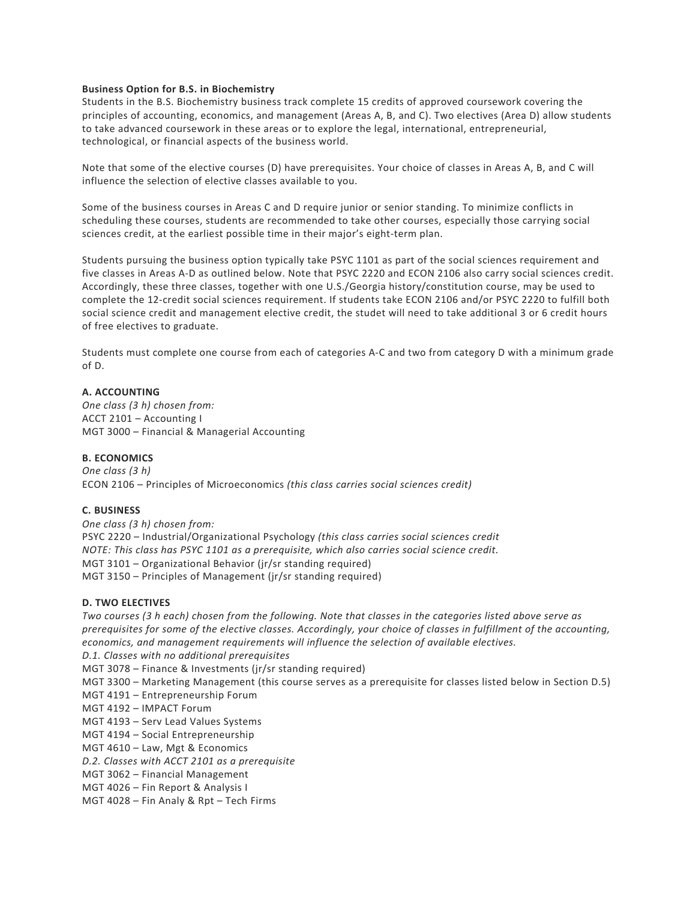**Business Option for B.S. in Biochemistry**

Students in the B.S. Biochemistry business track complete 15 credits of approved coursework covering the principles of accounting, economics, and management (Areas A, B, and C). Two electives (Area D) allow students to take advanced coursework in these areas or to explore the legal, international, entrepreneurial, technological, or financial aspects of the business world.

Note that some of the elective courses (D) have prerequisites. Your choice of classes in Areas A, B, and C will influence the selection of elective classes available to you.

Some of the business courses in Areas C and D require junior or senior standing. To minimize conflicts in scheduling these courses, students are recommended to take other courses, especially those carrying social sciences credit, at the earliest possible time in their major's eight-term plan.

Students pursuing the business option typically take PSYC 1101 as part of the social sciences requirement and five classes in Areas A-D as outlined below. Note that PSYC 2220 and ECON 2106 also carry social sciences credit. Accordingly, these three classes, together with one U.S./Georgia history/constitution course, may be used to complete the 12-credit social sciences requirement. If students take ECON 2106 and/or PSYC 2220 to fulfill both social science credit and management elective credit, the studet will need to take additional 3 or 6 credit hours of free electives to graduate.

Students must complete one course from each of categories A-C and two from category D with a minimum grade of D.

**A. ACCOUNTING**

*One class (3 h) chosen from:*
ACCT 2101 – Accounting I
MGT 3000 – Financial & Managerial Accounting

**B. ECONOMICS**

*One class (3 h)*
ECON 2106 – Principles of Microeconomics *(this class carries social sciences credit)*

**C. BUSINESS**

*One class (3 h) chosen from:*
PSYC 2220 – Industrial/Organizational Psychology *(this class carries social sciences credit*
*NOTE: This class has PSYC 1101 as a prerequisite, which also carries social science credit.*
MGT 3101 – Organizational Behavior (jr/sr standing required)
MGT 3150 – Principles of Management (jr/sr standing required)

**D. TWO ELECTIVES**

*Two courses (3 h each) chosen from the following. Note that classes in the categories listed above serve as prerequisites for some of the elective classes. Accordingly, your choice of classes in fulfillment of the accounting, economics, and management requirements will influence the selection of available electives.*

*D.1. Classes with no additional prerequisites*
MGT 3078 – Finance & Investments (jr/sr standing required)
MGT 3300 – Marketing Management (this course serves as a prerequisite for classes listed below in Section D.5)
MGT 4191 – Entrepreneurship Forum
MGT 4192 – IMPACT Forum
MGT 4193 – Serv Lead Values Systems
MGT 4194 – Social Entrepreneurship
MGT 4610 – Law, Mgt & Economics

*D.2. Classes with ACCT 2101 as a prerequisite*
MGT 3062 – Financial Management
MGT 4026 – Fin Report & Analysis I
MGT 4028 – Fin Analy & Rpt – Tech Firms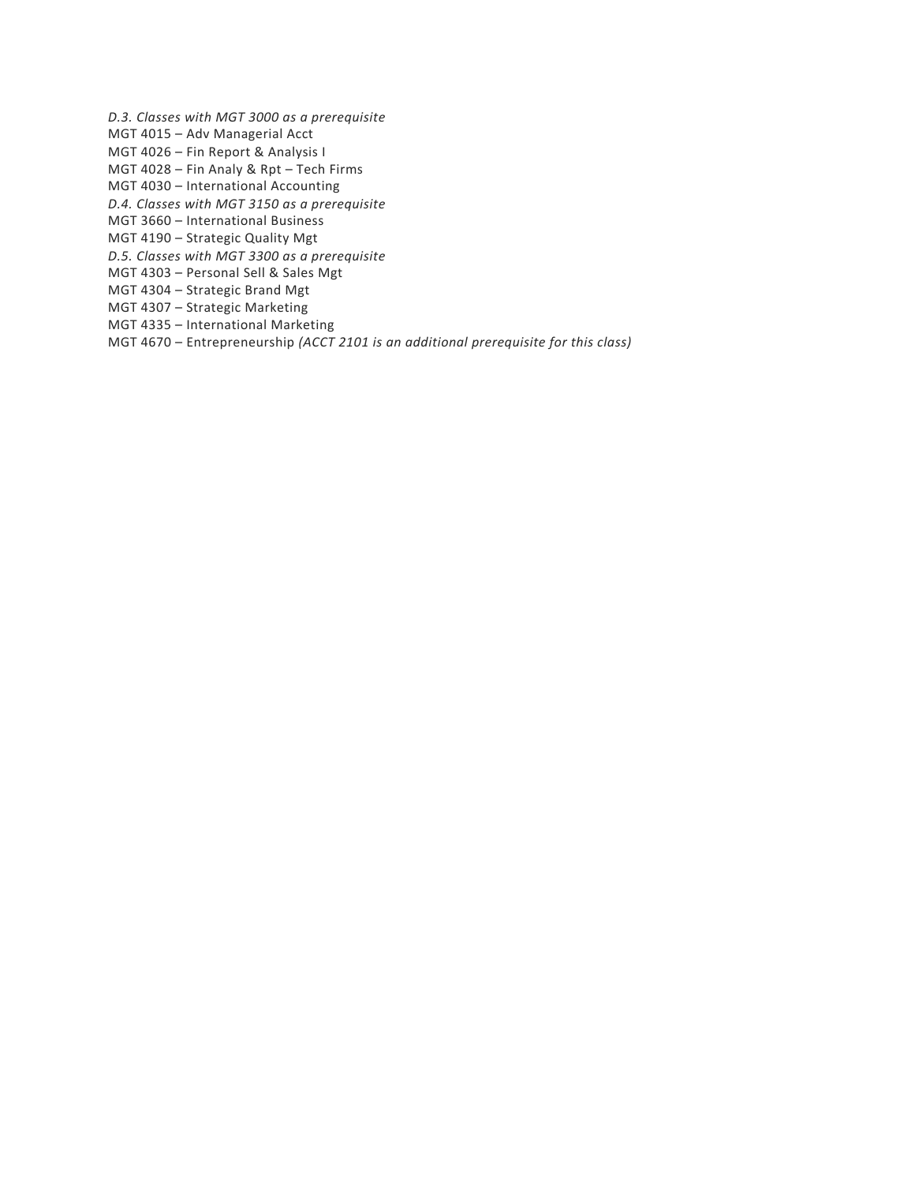*D.3. Classes with MGT 3000 as a prerequisite*

MGT 4015 – Adv Managerial Acct

MGT 4026 – Fin Report & Analysis I

MGT 4028 – Fin Analy & Rpt – Tech Firms

MGT 4030 – International Accounting

*D.4. Classes with MGT 3150 as a prerequisite*

MGT 3660 – International Business

MGT 4190 – Strategic Quality Mgt

*D.5. Classes with MGT 3300 as a prerequisite*

MGT 4303 – Personal Sell & Sales Mgt

MGT 4304 – Strategic Brand Mgt

MGT 4307 – Strategic Marketing

MGT 4335 – International Marketing

MGT 4670 – Entrepreneurship *(ACCT 2101 is an additional prerequisite for this class)*